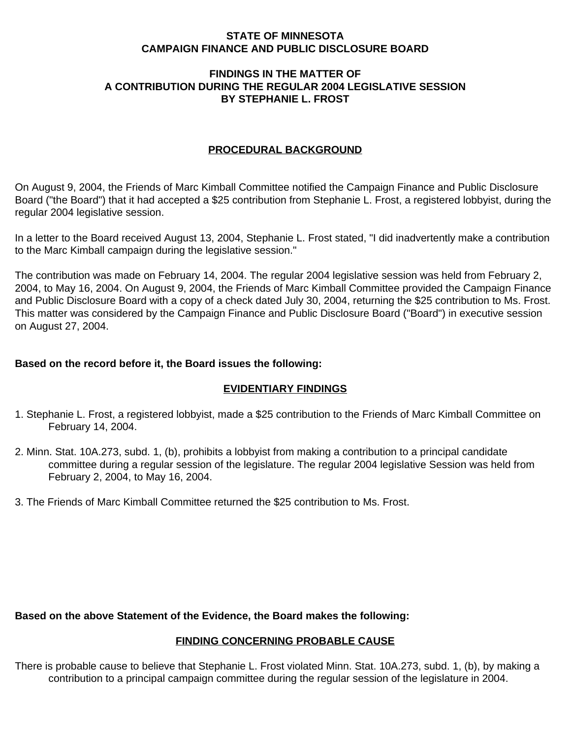**STATE OF MINNESOTA**
**CAMPAIGN FINANCE AND PUBLIC DISCLOSURE BOARD**

**FINDINGS IN THE MATTER OF**
**A CONTRIBUTION DURING THE REGULAR 2004 LEGISLATIVE SESSION**
**BY STEPHANIE L. FROST**

## PROCEDURAL BACKGROUND

On August 9, 2004, the Friends of Marc Kimball Committee notified the Campaign Finance and Public Disclosure Board ("the Board") that it had accepted a $25 contribution from Stephanie L. Frost, a registered lobbyist, during the regular 2004 legislative session.

In a letter to the Board received August 13, 2004, Stephanie L. Frost stated, "I did inadvertently make a contribution to the Marc Kimball campaign during the legislative session."

The contribution was made on February 14, 2004. The regular 2004 legislative session was held from February 2, 2004, to May 16, 2004. On August 9, 2004, the Friends of Marc Kimball Committee provided the Campaign Finance and Public Disclosure Board with a copy of a check dated July 30, 2004, returning the $25 contribution to Ms. Frost. This matter was considered by the Campaign Finance and Public Disclosure Board ("Board") in executive session on August 27, 2004.

**Based on the record before it, the Board issues the following:**

## EVIDENTIARY FINDINGS

1. Stephanie L. Frost, a registered lobbyist, made a $25 contribution to the Friends of Marc Kimball Committee on February 14, 2004.

2. Minn. Stat. 10A.273, subd. 1, (b), prohibits a lobbyist from making a contribution to a principal candidate committee during a regular session of the legislature. The regular 2004 legislative Session was held from February 2, 2004, to May 16, 2004.

3. The Friends of Marc Kimball Committee returned the $25 contribution to Ms. Frost.

**Based on the above Statement of the Evidence, the Board makes the following:**

## FINDING CONCERNING PROBABLE CAUSE

There is probable cause to believe that Stephanie L. Frost violated Minn. Stat. 10A.273, subd. 1, (b), by making a contribution to a principal campaign committee during the regular session of the legislature in 2004.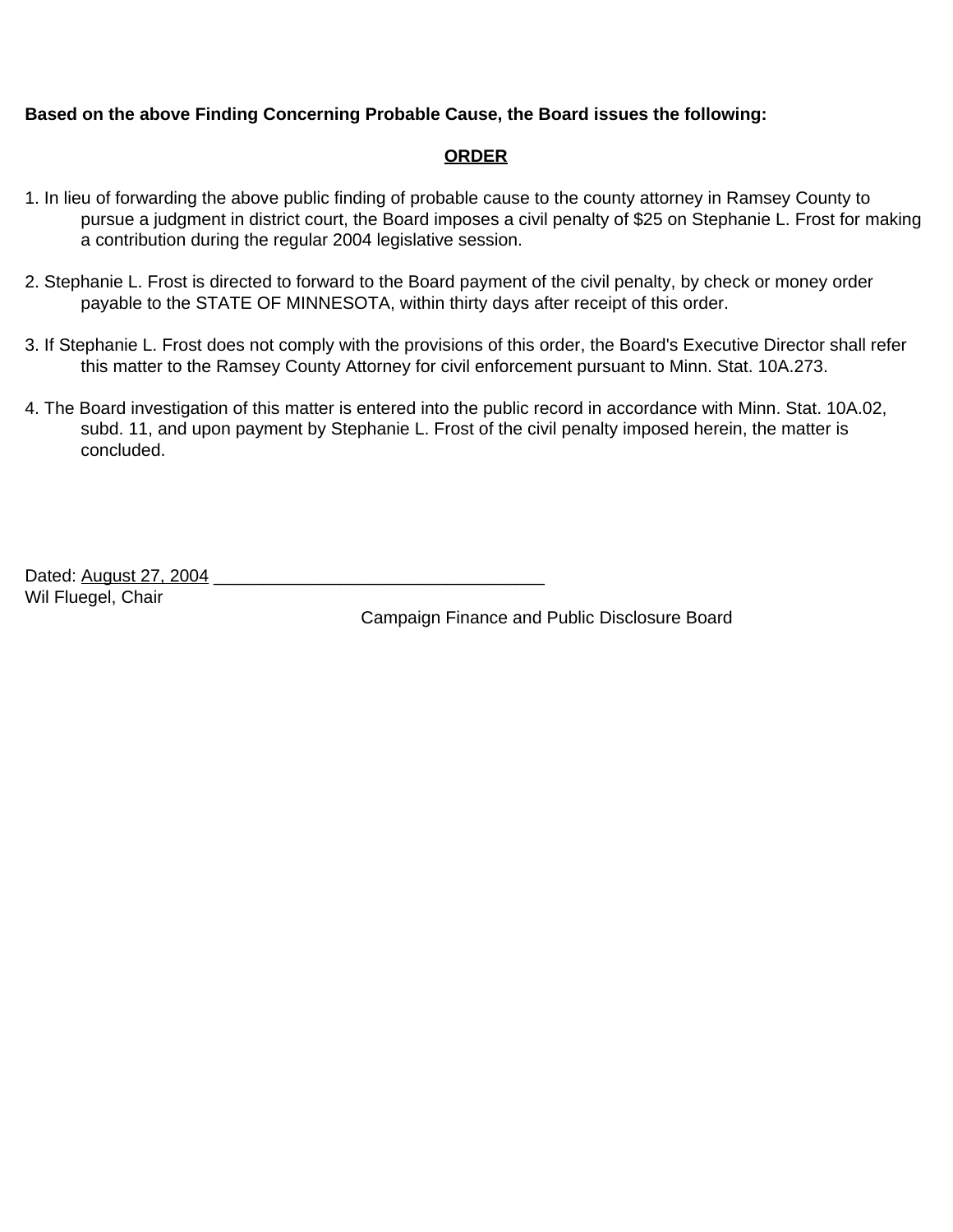**Based on the above Finding Concerning Probable Cause, the Board issues the following:**

**ORDER**

1. In lieu of forwarding the above public finding of probable cause to the county attorney in Ramsey County to pursue a judgment in district court, the Board imposes a civil penalty of $25 on Stephanie L. Frost for making a contribution during the regular 2004 legislative session.

2. Stephanie L. Frost is directed to forward to the Board payment of the civil penalty, by check or money order payable to the STATE OF MINNESOTA, within thirty days after receipt of this order.

3. If Stephanie L. Frost does not comply with the provisions of this order, the Board's Executive Director shall refer this matter to the Ramsey County Attorney for civil enforcement pursuant to Minn. Stat. 10A.273.

4. The Board investigation of this matter is entered into the public record in accordance with Minn. Stat. 10A.02, subd. 11, and upon payment by Stephanie L. Frost of the civil penalty imposed herein, the matter is concluded.

Dated: August 27, 2004 ___________________________________

Wil Fluegel, Chair

Campaign Finance and Public Disclosure Board